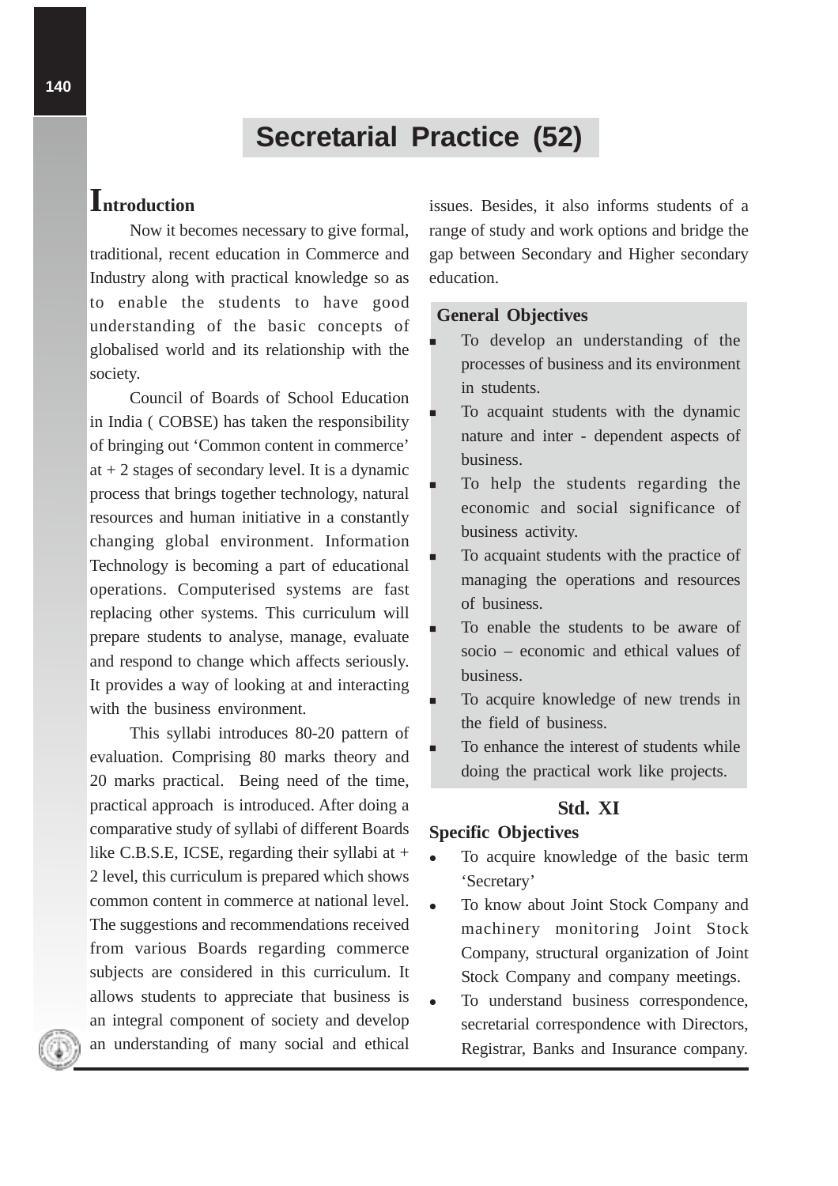# Secretarial Practice (52)

## Introduction

Now it becomes necessary to give formal, traditional, recent education in Commerce and Industry along with practical knowledge so as to enable the students to have good understanding of the basic concepts of globalised world and its relationship with the society.

Council of Boards of School Education in India ( COBSE) has taken the responsibility of bringing out 'Common content in commerce' at + 2 stages of secondary level. It is a dynamic process that brings together technology, natural resources and human initiative in a constantly changing global environment. Information Technology is becoming a part of educational operations. Computerised systems are fast replacing other systems. This curriculum will prepare students to analyse, manage, evaluate and respond to change which affects seriously. It provides a way of looking at and interacting with the business environment.

This syllabi introduces 80-20 pattern of evaluation. Comprising 80 marks theory and 20 marks practical. Being need of the time, practical approach is introduced. After doing a comparative study of syllabi of different Boards like C.B.S.E, ICSE, regarding their syllabi at + 2 level, this curriculum is prepared which shows common content in commerce at national level. The suggestions and recommendations received from various Boards regarding commerce subjects are considered in this curriculum. It allows students to appreciate that business is an integral component of society and develop an understanding of many social and ethical issues. Besides, it also informs students of a range of study and work options and bridge the gap between Secondary and Higher secondary education.

**General Objectives**

- To develop an understanding of the processes of business and its environment in students.
- To acquaint students with the dynamic nature and inter - dependent aspects of business.
- To help the students regarding the economic and social significance of business activity.
- To acquaint students with the practice of managing the operations and resources of business.
- To enable the students to be aware of socio – economic and ethical values of business.
- To acquire knowledge of new trends in the field of business.
- To enhance the interest of students while doing the practical work like projects.

### Std. XI

**Specific Objectives**

- To acquire knowledge of the basic term 'Secretary'
- To know about Joint Stock Company and machinery monitoring Joint Stock Company, structural organization of Joint Stock Company and company meetings.
- To understand business correspondence, secretarial correspondence with Directors, Registrar, Banks and Insurance company.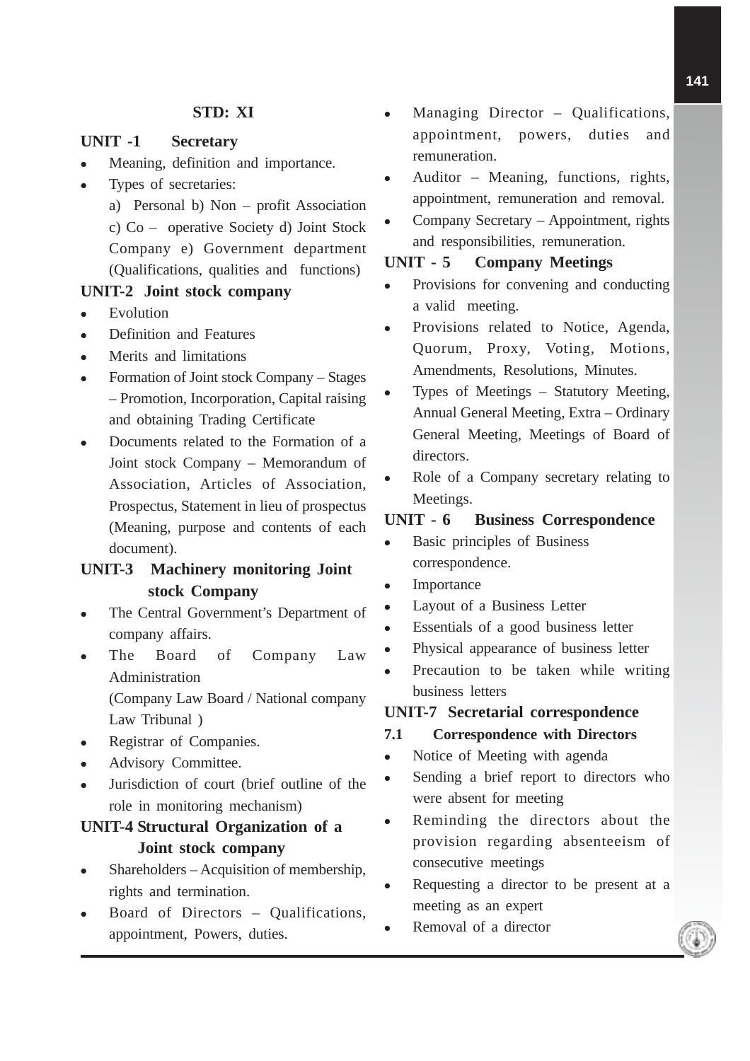## STD: XI

### UNIT -1 Secretary

- Meaning, definition and importance.
- Types of secretaries:

  a) Personal b) Non – profit Association c) Co – operative Society d) Joint Stock Company e) Government department (Qualifications, qualities and functions)

### UNIT-2 Joint stock company

- Evolution
- Definition and Features
- Merits and limitations
- Formation of Joint stock Company – Stages – Promotion, Incorporation, Capital raising and obtaining Trading Certificate
- Documents related to the Formation of a Joint stock Company – Memorandum of Association, Articles of Association, Prospectus, Statement in lieu of prospectus (Meaning, purpose and contents of each document).

### UNIT-3 Machinery monitoring Joint stock Company

- The Central Government's Department of company affairs.
- The Board of Company Law Administration

  (Company Law Board / National company Law Tribunal )
- Registrar of Companies.
- Advisory Committee.
- Jurisdiction of court (brief outline of the role in monitoring mechanism)

### UNIT-4 Structural Organization of a Joint stock company

- Shareholders – Acquisition of membership, rights and termination.
- Board of Directors – Qualifications, appointment, Powers, duties.
- Managing Director – Qualifications, appointment, powers, duties and remuneration.
- Auditor – Meaning, functions, rights, appointment, remuneration and removal.
- Company Secretary – Appointment, rights and responsibilities, remuneration.

### UNIT - 5 Company Meetings

- Provisions for convening and conducting a valid meeting.
- Provisions related to Notice, Agenda, Quorum, Proxy, Voting, Motions, Amendments, Resolutions, Minutes.
- Types of Meetings – Statutory Meeting, Annual General Meeting, Extra – Ordinary General Meeting, Meetings of Board of directors.
- Role of a Company secretary relating to Meetings.

### UNIT - 6 Business Correspondence

- Basic principles of Business correspondence.
- Importance
- Layout of a Business Letter
- Essentials of a good business letter
- Physical appearance of business letter
- Precaution to be taken while writing business letters

### UNIT-7 Secretarial correspondence

#### 7.1 Correspondence with Directors

- Notice of Meeting with agenda
- Sending a brief report to directors who were absent for meeting
- Reminding the directors about the provision regarding absenteeism of consecutive meetings
- Requesting a director to be present at a meeting as an expert
- Removal of a director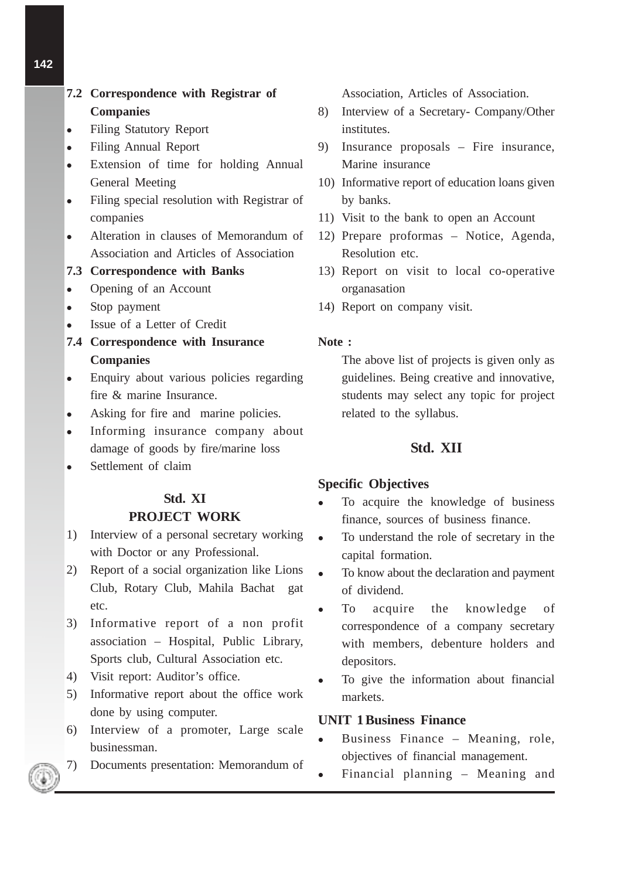### 7.2 Correspondence with Registrar of Companies

- Filing Statutory Report
- Filing Annual Report
- Extension of time for holding Annual General Meeting
- Filing special resolution with Registrar of companies
- Alteration in clauses of Memorandum of Association and Articles of Association

### 7.3 Correspondence with Banks

- Opening of an Account
- Stop payment
- Issue of a Letter of Credit

### 7.4 Correspondence with Insurance Companies

- Enquiry about various policies regarding fire & marine Insurance.
- Asking for fire and marine policies.
- Informing insurance company about damage of goods by fire/marine loss
- Settlement of claim

## Std. XI

## PROJECT WORK

1) Interview of a personal secretary working with Doctor or any Professional.
2) Report of a social organization like Lions Club, Rotary Club, Mahila Bachat gat etc.
3) Informative report of a non profit association – Hospital, Public Library, Sports club, Cultural Association etc.
4) Visit report: Auditor's office.
5) Informative report about the office work done by using computer.
6) Interview of a promoter, Large scale businessman.
7) Documents presentation: Memorandum of Association, Articles of Association.
8) Interview of a Secretary- Company/Other institutes.
9) Insurance proposals – Fire insurance, Marine insurance
10) Informative report of education loans given by banks.
11) Visit to the bank to open an Account
12) Prepare proformas – Notice, Agenda, Resolution etc.
13) Report on visit to local co-operative organasation
14) Report on company visit.

**Note :**

The above list of projects is given only as guidelines. Being creative and innovative, students may select any topic for project related to the syllabus.

## Std. XII

### Specific Objectives

- To acquire the knowledge of business finance, sources of business finance.
- To understand the role of secretary in the capital formation.
- To know about the declaration and payment of dividend.
- To acquire the knowledge of correspondence of a company secretary with members, debenture holders and depositors.
- To give the information about financial markets.

### UNIT 1 Business Finance

- Business Finance – Meaning, role, objectives of financial management.
- Financial planning – Meaning and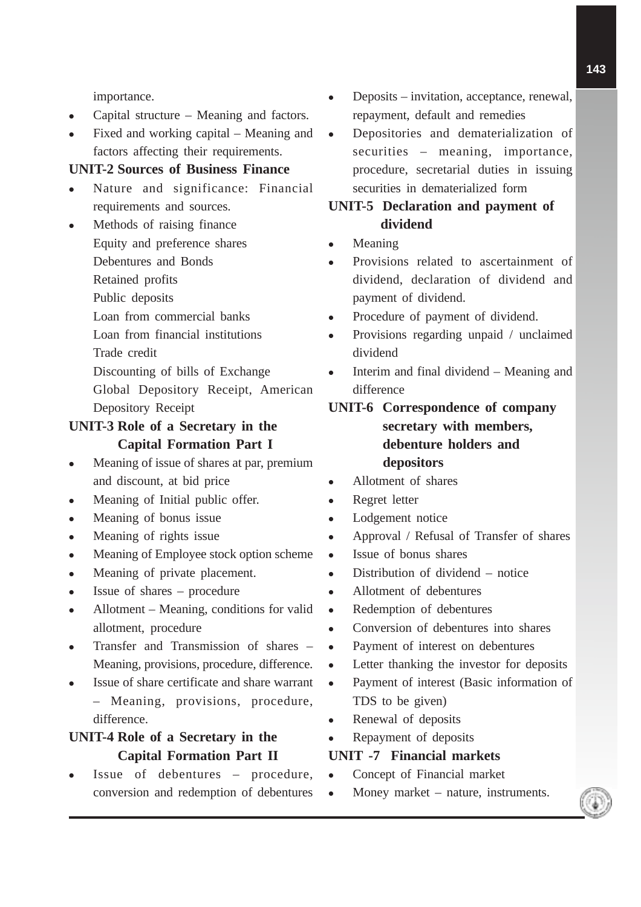importance.

- Capital structure – Meaning and factors.
- Fixed and working capital – Meaning and factors affecting their requirements.

**UNIT-2 Sources of Business Finance**

- Nature and significance: Financial requirements and sources.
- Methods of raising finance
  Equity and preference shares
  Debentures and Bonds
  Retained profits
  Public deposits
  Loan from commercial banks
  Loan from financial institutions
  Trade credit
  Discounting of bills of Exchange
  Global Depository Receipt, American Depository Receipt

**UNIT-3 Role of a Secretary in the Capital Formation Part I**

- Meaning of issue of shares at par, premium and discount, at bid price
- Meaning of Initial public offer.
- Meaning of bonus issue
- Meaning of rights issue
- Meaning of Employee stock option scheme
- Meaning of private placement.
- Issue of shares – procedure
- Allotment – Meaning, conditions for valid allotment, procedure
- Transfer and Transmission of shares – Meaning, provisions, procedure, difference.
- Issue of share certificate and share warrant – Meaning, provisions, procedure, difference.

**UNIT-4 Role of a Secretary in the Capital Formation Part II**

- Issue of debentures – procedure, conversion and redemption of debentures
- Deposits – invitation, acceptance, renewal, repayment, default and remedies
- Depositories and dematerialization of securities – meaning, importance, procedure, secretarial duties in issuing securities in dematerialized form

**UNIT-5 Declaration and payment of dividend**

- Meaning
- Provisions related to ascertainment of dividend, declaration of dividend and payment of dividend.
- Procedure of payment of dividend.
- Provisions regarding unpaid / unclaimed dividend
- Interim and final dividend – Meaning and difference

**UNIT-6 Correspondence of company secretary with members, debenture holders and depositors**

- Allotment of shares
- Regret letter
- Lodgement notice
- Approval / Refusal of Transfer of shares
- Issue of bonus shares
- Distribution of dividend – notice
- Allotment of debentures
- Redemption of debentures
- Conversion of debentures into shares
- Payment of interest on debentures
- Letter thanking the investor for deposits
- Payment of interest (Basic information of TDS to be given)
- Renewal of deposits
- Repayment of deposits

**UNIT -7 Financial markets**

- Concept of Financial market
- Money market – nature, instruments.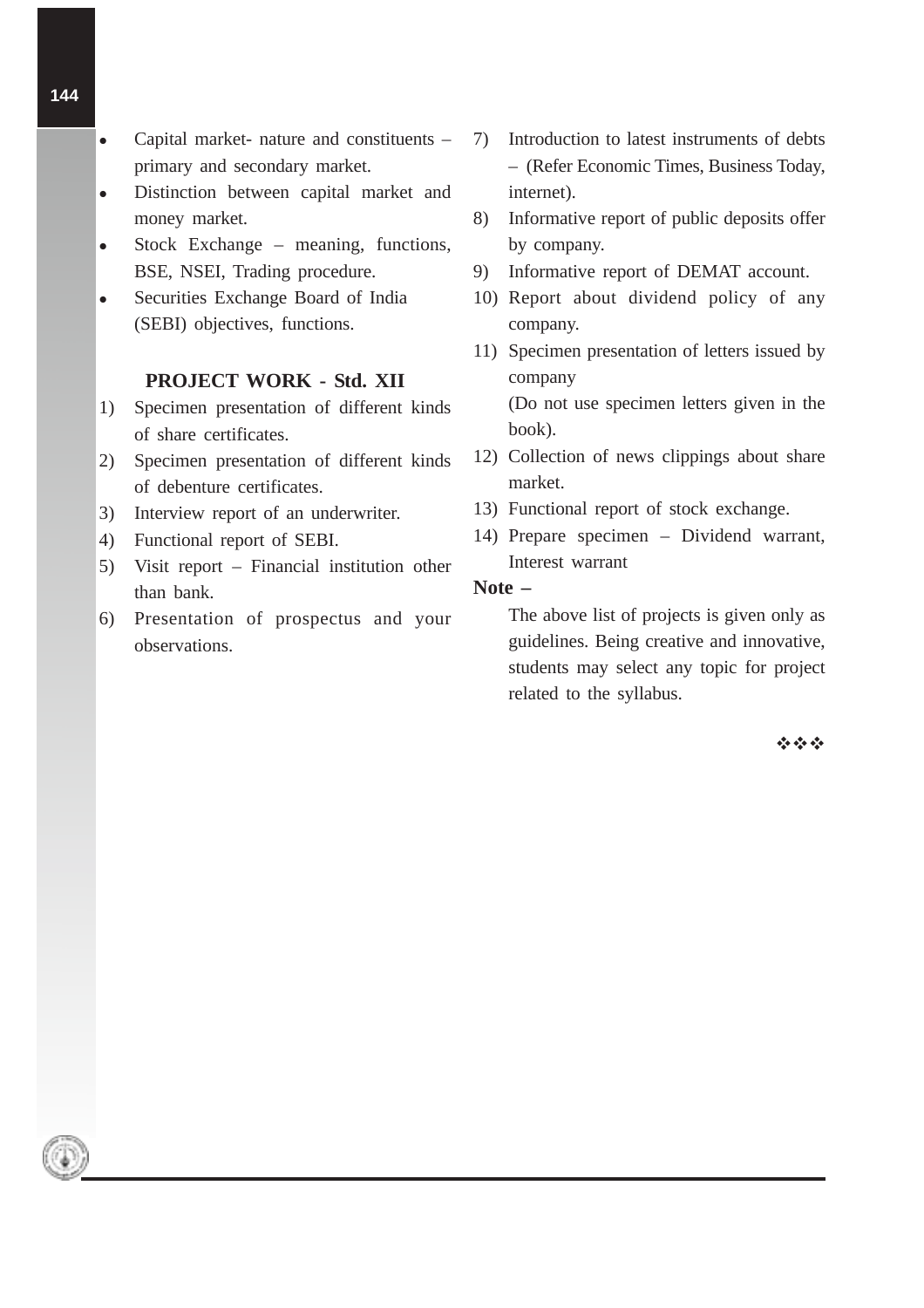- Capital market- nature and constituents – primary and secondary market.
- Distinction between capital market and money market.
- Stock Exchange – meaning, functions, BSE, NSEI, Trading procedure.
- Securities Exchange Board of India (SEBI) objectives, functions.

### PROJECT WORK - Std. XII

1) Specimen presentation of different kinds of share certificates.
2) Specimen presentation of different kinds of debenture certificates.
3) Interview report of an underwriter.
4) Functional report of SEBI.
5) Visit report – Financial institution other than bank.
6) Presentation of prospectus and your observations.
7) Introduction to latest instruments of debts – (Refer Economic Times, Business Today, internet).
8) Informative report of public deposits offer by company.
9) Informative report of DEMAT account.
10) Report about dividend policy of any company.
11) Specimen presentation of letters issued by company
    (Do not use specimen letters given in the book).
12) Collection of news clippings about share market.
13) Functional report of stock exchange.
14) Prepare specimen – Dividend warrant, Interest warrant

**Note –**

The above list of projects is given only as guidelines. Being creative and innovative, students may select any topic for project related to the syllabus.

❖❖❖